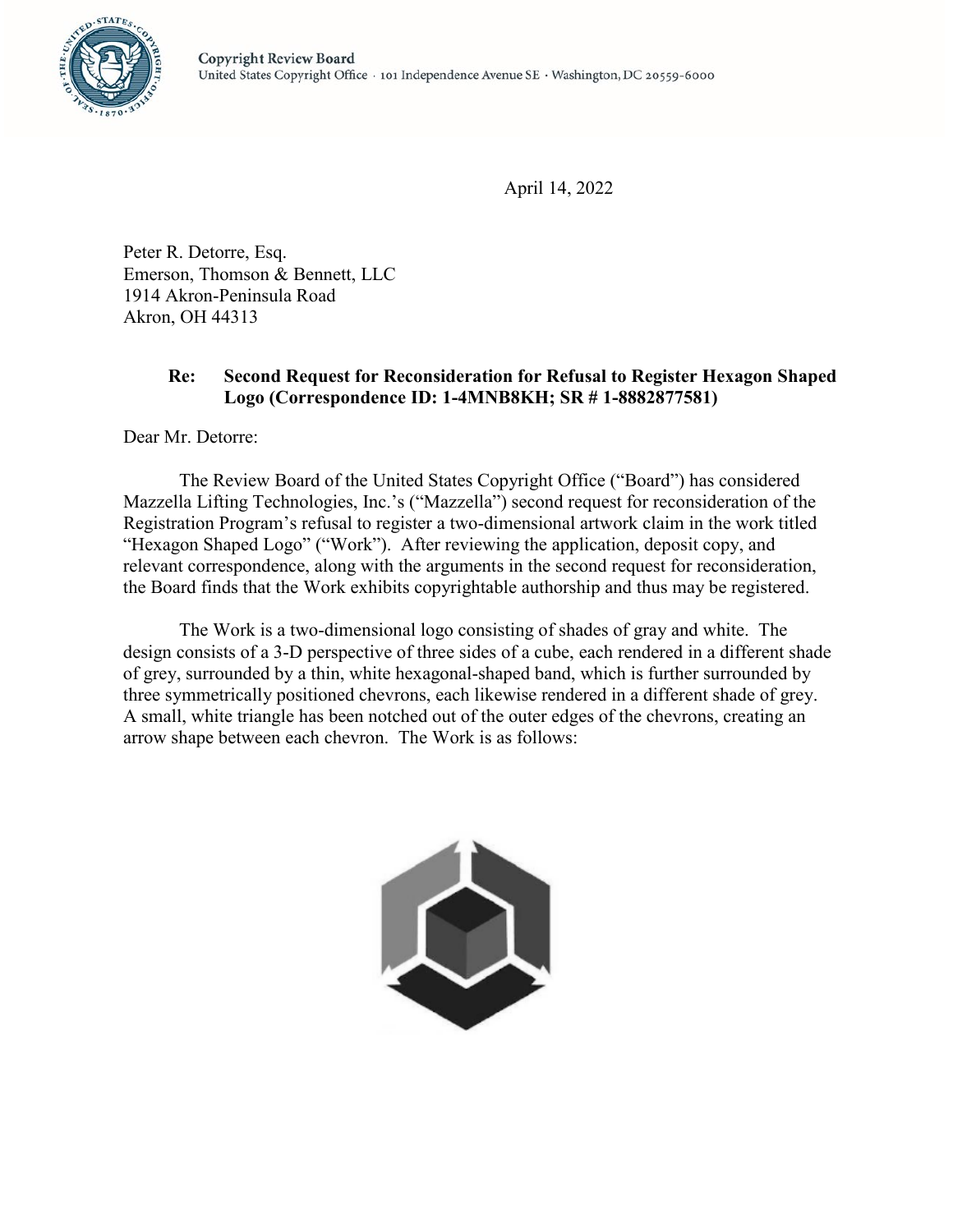Copyright Review Board
United States Copyright Office · 101 Independence Avenue SE · Washington, DC 20559-6000

April 14, 2022

Peter R. Detorre, Esq.
Emerson, Thomson & Bennett, LLC
1914 Akron-Peninsula Road
Akron, OH 44313

**Re: Second Request for Reconsideration for Refusal to Register Hexagon Shaped Logo (Correspondence ID: 1-4MNB8KH; SR # 1-8882877581)**

Dear Mr. Detorre:

The Review Board of the United States Copyright Office ("Board") has considered Mazzella Lifting Technologies, Inc.'s ("Mazzella") second request for reconsideration of the Registration Program's refusal to register a two-dimensional artwork claim in the work titled "Hexagon Shaped Logo" ("Work"). After reviewing the application, deposit copy, and relevant correspondence, along with the arguments in the second request for reconsideration, the Board finds that the Work exhibits copyrightable authorship and thus may be registered.

The Work is a two-dimensional logo consisting of shades of gray and white. The design consists of a 3-D perspective of three sides of a cube, each rendered in a different shade of grey, surrounded by a thin, white hexagonal-shaped band, which is further surrounded by three symmetrically positioned chevrons, each likewise rendered in a different shade of grey. A small, white triangle has been notched out of the outer edges of the chevrons, creating an arrow shape between each chevron. The Work is as follows: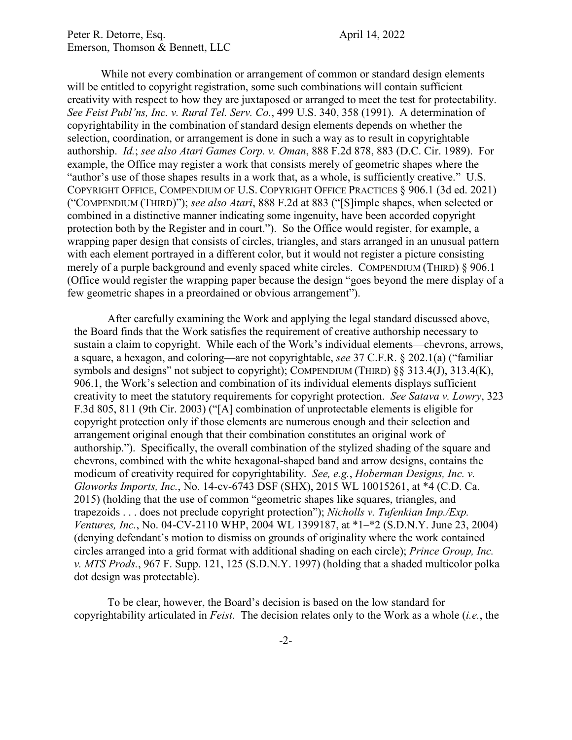While not every combination or arrangement of common or standard design elements will be entitled to copyright registration, some such combinations will contain sufficient creativity with respect to how they are juxtaposed or arranged to meet the test for protectability. *See Feist Publ'ns, Inc. v. Rural Tel. Serv. Co.*, 499 U.S. 340, 358 (1991). A determination of copyrightability in the combination of standard design elements depends on whether the selection, coordination, or arrangement is done in such a way as to result in copyrightable authorship. *Id.*; *see also Atari Games Corp. v. Oman*, 888 F.2d 878, 883 (D.C. Cir. 1989). For example, the Office may register a work that consists merely of geometric shapes where the "author's use of those shapes results in a work that, as a whole, is sufficiently creative." U.S. COPYRIGHT OFFICE, COMPENDIUM OF U.S. COPYRIGHT OFFICE PRACTICES § 906.1 (3d ed. 2021) ("COMPENDIUM (THIRD)"); *see also Atari*, 888 F.2d at 883 ("[S]imple shapes, when selected or combined in a distinctive manner indicating some ingenuity, have been accorded copyright protection both by the Register and in court."). So the Office would register, for example, a wrapping paper design that consists of circles, triangles, and stars arranged in an unusual pattern with each element portrayed in a different color, but it would not register a picture consisting merely of a purple background and evenly spaced white circles. COMPENDIUM (THIRD) § 906.1 (Office would register the wrapping paper because the design "goes beyond the mere display of a few geometric shapes in a preordained or obvious arrangement").

After carefully examining the Work and applying the legal standard discussed above, the Board finds that the Work satisfies the requirement of creative authorship necessary to sustain a claim to copyright. While each of the Work's individual elements—chevrons, arrows, a square, a hexagon, and coloring—are not copyrightable, *see* 37 C.F.R. § 202.1(a) ("familiar symbols and designs" not subject to copyright); COMPENDIUM (THIRD) §§ 313.4(J), 313.4(K), 906.1, the Work's selection and combination of its individual elements displays sufficient creativity to meet the statutory requirements for copyright protection. *See Satava v. Lowry*, 323 F.3d 805, 811 (9th Cir. 2003) ("[A] combination of unprotectable elements is eligible for copyright protection only if those elements are numerous enough and their selection and arrangement original enough that their combination constitutes an original work of authorship."). Specifically, the overall combination of the stylized shading of the square and chevrons, combined with the white hexagonal-shaped band and arrow designs, contains the modicum of creativity required for copyrightability. *See, e.g.*, *Hoberman Designs, Inc. v. Gloworks Imports, Inc.*, No. 14-cv-6743 DSF (SHX), 2015 WL 10015261, at *4 (C.D. Ca. 2015) (holding that the use of common "geometric shapes like squares, triangles, and trapezoids . . . does not preclude copyright protection"); *Nicholls v. Tufenkian Imp./Exp. Ventures, Inc.*, No. 04-CV-2110 WHP, 2004 WL 1399187, at *1–*2 (S.D.N.Y. June 23, 2004) (denying defendant's motion to dismiss on grounds of originality where the work contained circles arranged into a grid format with additional shading on each circle); *Prince Group, Inc. v. MTS Prods.*, 967 F. Supp. 121, 125 (S.D.N.Y. 1997) (holding that a shaded multicolor polka dot design was protectable).

To be clear, however, the Board's decision is based on the low standard for copyrightability articulated in *Feist*. The decision relates only to the Work as a whole (*i.e.*, the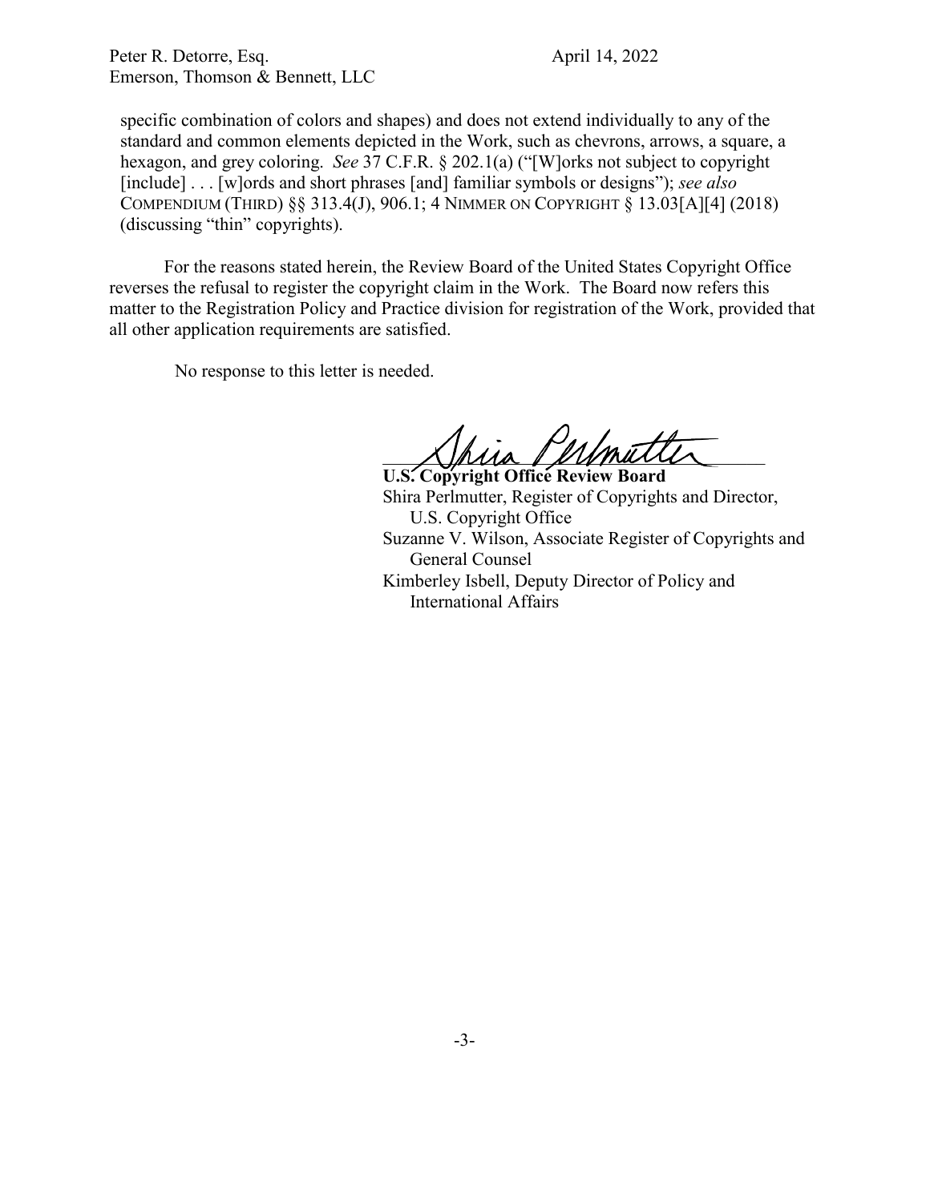specific combination of colors and shapes) and does not extend individually to any of the standard and common elements depicted in the Work, such as chevrons, arrows, a square, a hexagon, and grey coloring. *See* 37 C.F.R. § 202.1(a) ("[W]orks not subject to copyright [include] . . . [w]ords and short phrases [and] familiar symbols or designs"); *see also* COMPENDIUM (THIRD) §§ 313.4(J), 906.1; 4 NIMMER ON COPYRIGHT § 13.03[A][4] (2018) (discussing "thin" copyrights).

For the reasons stated herein, the Review Board of the United States Copyright Office reverses the refusal to register the copyright claim in the Work. The Board now refers this matter to the Registration Policy and Practice division for registration of the Work, provided that all other application requirements are satisfied.

No response to this letter is needed.

**U.S. Copyright Office Review Board**
Shira Perlmutter, Register of Copyrights and Director, U.S. Copyright Office
Suzanne V. Wilson, Associate Register of Copyrights and General Counsel
Kimberley Isbell, Deputy Director of Policy and International Affairs